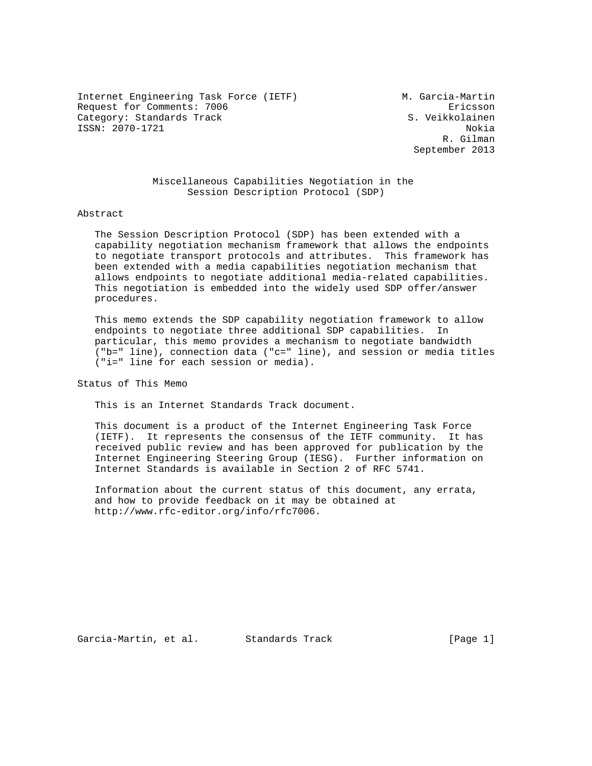Internet Engineering Task Force (IETF)  
Request for Comments: 7006  
Category: Standards Track  
ISSN: 2070-1721

M. Garcia-Martin  
Ericsson  
S. Veikkolainen  
Nokia  
R. Gilman  
September 2013

# Miscellaneous Capabilities Negotiation in the Session Description Protocol (SDP)

## Abstract

The Session Description Protocol (SDP) has been extended with a capability negotiation mechanism framework that allows the endpoints to negotiate transport protocols and attributes. This framework has been extended with a media capabilities negotiation mechanism that allows endpoints to negotiate additional media-related capabilities. This negotiation is embedded into the widely used SDP offer/answer procedures.

This memo extends the SDP capability negotiation framework to allow endpoints to negotiate three additional SDP capabilities. In particular, this memo provides a mechanism to negotiate bandwidth ("b=" line), connection data ("c=" line), and session or media titles ("i=" line for each session or media).

## Status of This Memo

This is an Internet Standards Track document.

This document is a product of the Internet Engineering Task Force (IETF). It represents the consensus of the IETF community. It has received public review and has been approved for publication by the Internet Engineering Steering Group (IESG). Further information on Internet Standards is available in Section 2 of RFC 5741.

Information about the current status of this document, any errata, and how to provide feedback on it may be obtained at http://www.rfc-editor.org/info/rfc7006.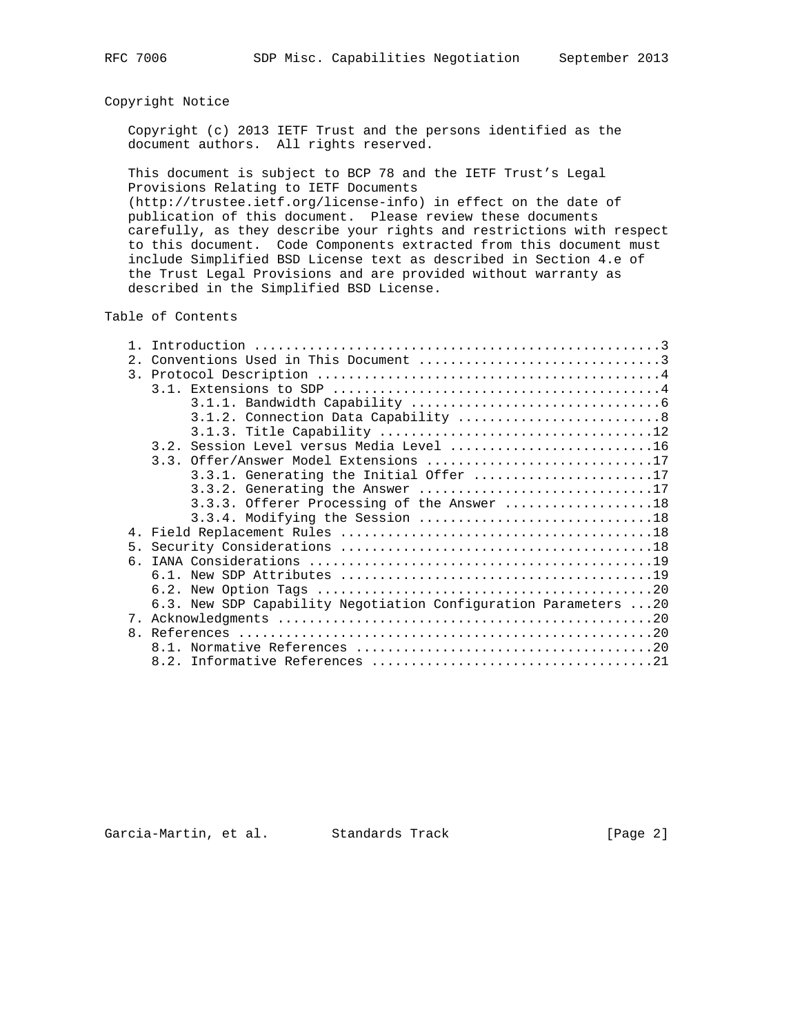## Copyright Notice

Copyright (c) 2013 IETF Trust and the persons identified as the document authors. All rights reserved.

This document is subject to BCP 78 and the IETF Trust's Legal Provisions Relating to IETF Documents (http://trustee.ietf.org/license-info) in effect on the date of publication of this document. Please review these documents carefully, as they describe your rights and restrictions with respect to this document. Code Components extracted from this document must include Simplified BSD License text as described in Section 4.e of the Trust Legal Provisions and are provided without warranty as described in the Simplified BSD License.

## Table of Contents

```
   1. Introduction ....................................................3
   2. Conventions Used in This Document ...............................3
   3. Protocol Description ............................................4
      3.1. Extensions to SDP ..........................................4
           3.1.1. Bandwidth Capability ................................6
           3.1.2. Connection Data Capability ..........................8
           3.1.3. Title Capability ...................................12
      3.2. Session Level versus Media Level ..........................16
      3.3. Offer/Answer Model Extensions .............................17
           3.3.1. Generating the Initial Offer .......................17
           3.3.2. Generating the Answer ..............................17
           3.3.3. Offerer Processing of the Answer ...................18
           3.3.4. Modifying the Session ..............................18
   4. Field Replacement Rules ........................................18
   5. Security Considerations ........................................18
   6. IANA Considerations ............................................19
      6.1. New SDP Attributes ........................................19
      6.2. New Option Tags ...........................................20
      6.3. New SDP Capability Negotiation Configuration Parameters ...20
   7. Acknowledgments ................................................20
   8. References .....................................................20
      8.1. Normative References ......................................20
      8.2. Informative References ....................................21
```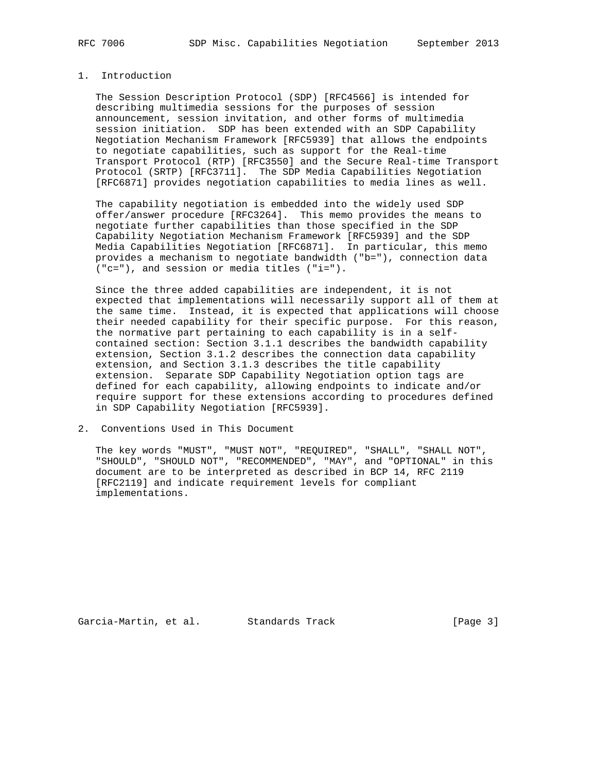## 1. Introduction

The Session Description Protocol (SDP) [RFC4566] is intended for describing multimedia sessions for the purposes of session announcement, session invitation, and other forms of multimedia session initiation. SDP has been extended with an SDP Capability Negotiation Mechanism Framework [RFC5939] that allows the endpoints to negotiate capabilities, such as support for the Real-time Transport Protocol (RTP) [RFC3550] and the Secure Real-time Transport Protocol (SRTP) [RFC3711]. The SDP Media Capabilities Negotiation [RFC6871] provides negotiation capabilities to media lines as well.

The capability negotiation is embedded into the widely used SDP offer/answer procedure [RFC3264]. This memo provides the means to negotiate further capabilities than those specified in the SDP Capability Negotiation Mechanism Framework [RFC5939] and the SDP Media Capabilities Negotiation [RFC6871]. In particular, this memo provides a mechanism to negotiate bandwidth ("b="), connection data ("c="), and session or media titles ("i=").

Since the three added capabilities are independent, it is not expected that implementations will necessarily support all of them at the same time. Instead, it is expected that applications will choose their needed capability for their specific purpose. For this reason, the normative part pertaining to each capability is in a self-contained section: Section 3.1.1 describes the bandwidth capability extension, Section 3.1.2 describes the connection data capability extension, and Section 3.1.3 describes the title capability extension. Separate SDP Capability Negotiation option tags are defined for each capability, allowing endpoints to indicate and/or require support for these extensions according to procedures defined in SDP Capability Negotiation [RFC5939].

## 2. Conventions Used in This Document

The key words "MUST", "MUST NOT", "REQUIRED", "SHALL", "SHALL NOT", "SHOULD", "SHOULD NOT", "RECOMMENDED", "MAY", and "OPTIONAL" in this document are to be interpreted as described in BCP 14, RFC 2119 [RFC2119] and indicate requirement levels for compliant implementations.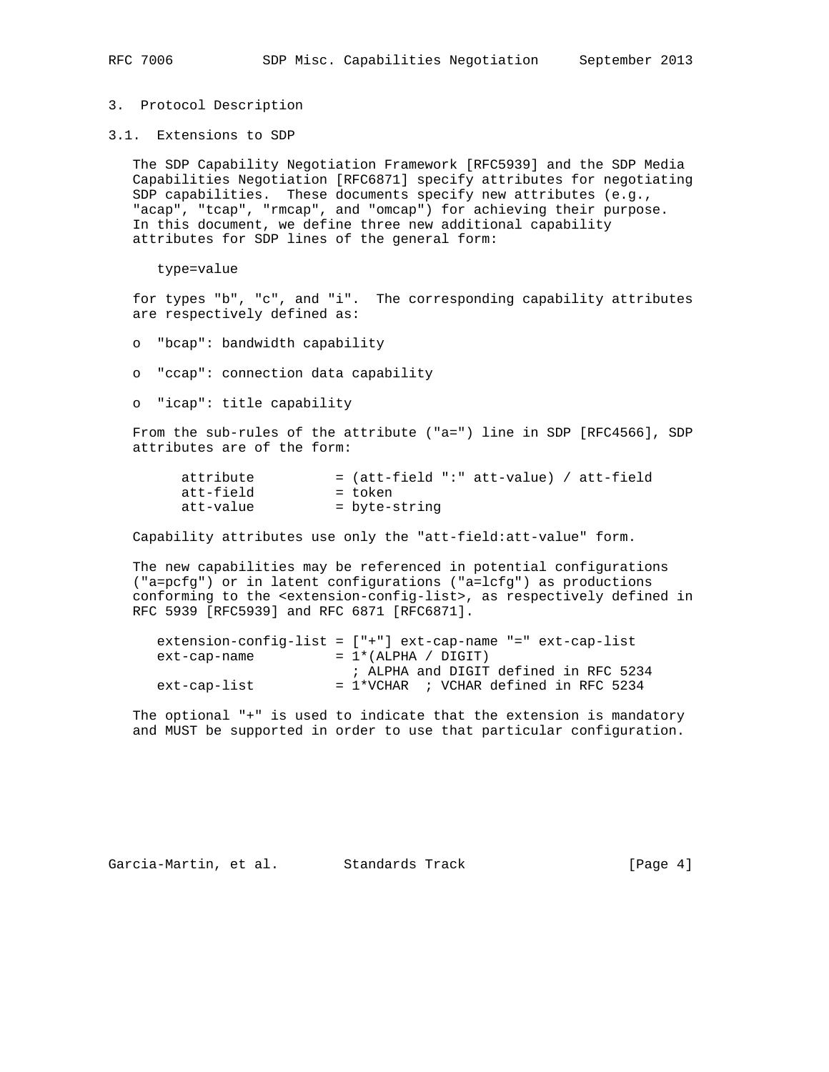# 3. Protocol Description

## 3.1. Extensions to SDP

The SDP Capability Negotiation Framework [RFC5939] and the SDP Media Capabilities Negotiation [RFC6871] specify attributes for negotiating SDP capabilities. These documents specify new attributes (e.g., "acap", "tcap", "rmcap", and "omcap") for achieving their purpose. In this document, we define three new additional capability attributes for SDP lines of the general form:

```
type=value
```

for types "b", "c", and "i". The corresponding capability attributes are respectively defined as:

- "bcap": bandwidth capability
- "ccap": connection data capability
- "icap": title capability

From the sub-rules of the attribute ("a=") line in SDP [RFC4566], SDP attributes are of the form:

```
attribute          = (att-field ":" att-value) / att-field
att-field          = token
att-value          = byte-string
```

Capability attributes use only the "att-field:att-value" form.

The new capabilities may be referenced in potential configurations ("a=pcfg") or in latent configurations ("a=lcfg") as productions conforming to the <extension-config-list>, as respectively defined in RFC 5939 [RFC5939] and RFC 6871 [RFC6871].

```
extension-config-list = ["+"] ext-cap-name "=" ext-cap-list
ext-cap-name          = 1*(ALPHA / DIGIT)
                        ; ALPHA and DIGIT defined in RFC 5234
ext-cap-list          = 1*VCHAR  ; VCHAR defined in RFC 5234
```

The optional "+" is used to indicate that the extension is mandatory and MUST be supported in order to use that particular configuration.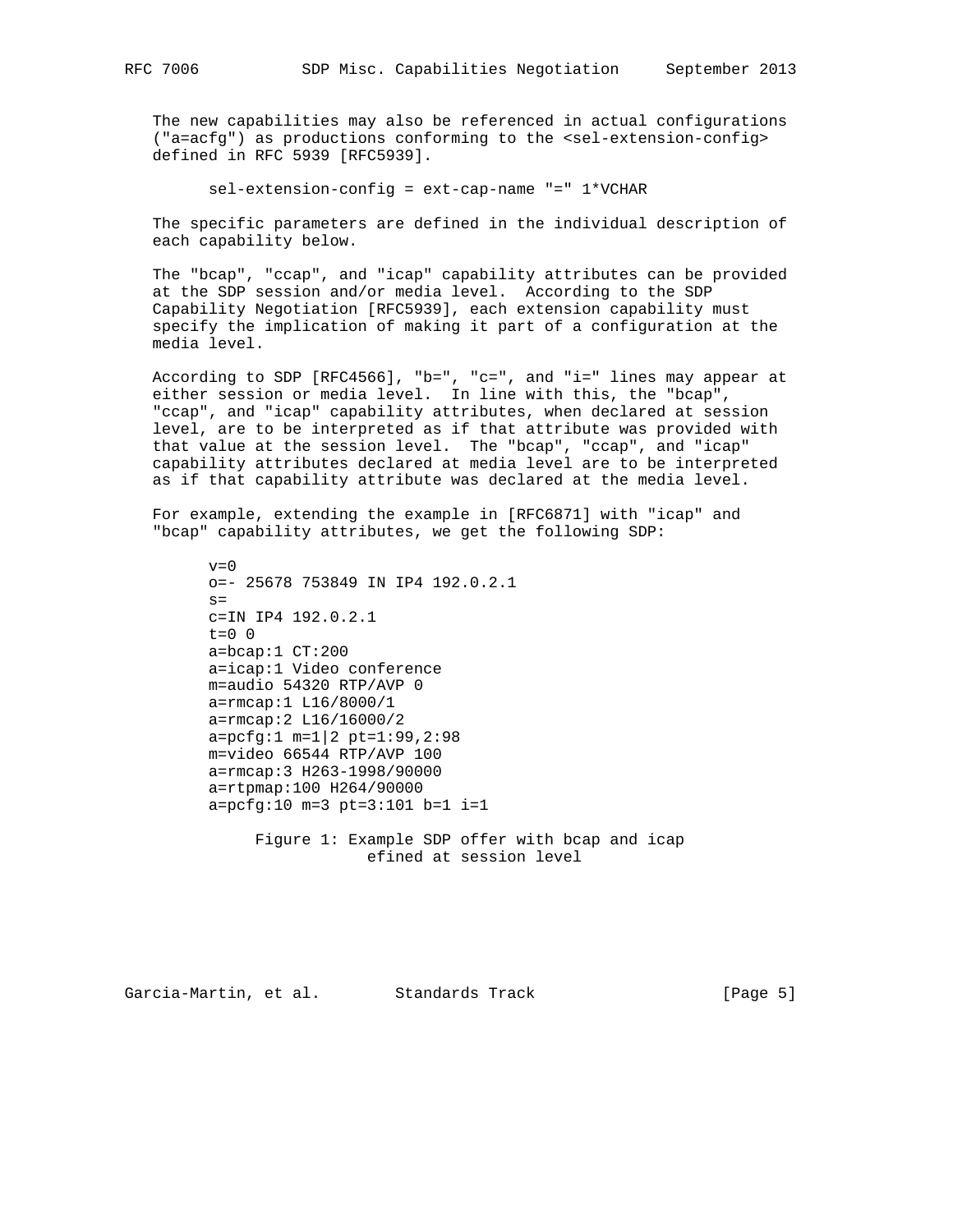The new capabilities may also be referenced in actual configurations ("a=acfg") as productions conforming to the <sel-extension-config> defined in RFC 5939 [RFC5939].

```
sel-extension-config = ext-cap-name "=" 1*VCHAR
```

The specific parameters are defined in the individual description of each capability below.

The "bcap", "ccap", and "icap" capability attributes can be provided at the SDP session and/or media level. According to the SDP Capability Negotiation [RFC5939], each extension capability must specify the implication of making it part of a configuration at the media level.

According to SDP [RFC4566], "b=", "c=", and "i=" lines may appear at either session or media level. In line with this, the "bcap", "ccap", and "icap" capability attributes, when declared at session level, are to be interpreted as if that attribute was provided with that value at the session level. The "bcap", "ccap", and "icap" capability attributes declared at media level are to be interpreted as if that capability attribute was declared at the media level.

For example, extending the example in [RFC6871] with "icap" and "bcap" capability attributes, we get the following SDP:

```
v=0
o=- 25678 753849 IN IP4 192.0.2.1
s=
c=IN IP4 192.0.2.1
t=0 0
a=bcap:1 CT:200
a=icap:1 Video conference
m=audio 54320 RTP/AVP 0
a=rmcap:1 L16/8000/1
a=rmcap:2 L16/16000/2
a=pcfg:1 m=1|2 pt=1:99,2:98
m=video 66544 RTP/AVP 100
a=rmcap:3 H263-1998/90000
a=rtpmap:100 H264/90000
a=pcfg:10 m=3 pt=3:101 b=1 i=1
```

Figure 1: Example SDP offer with bcap and icap efined at session level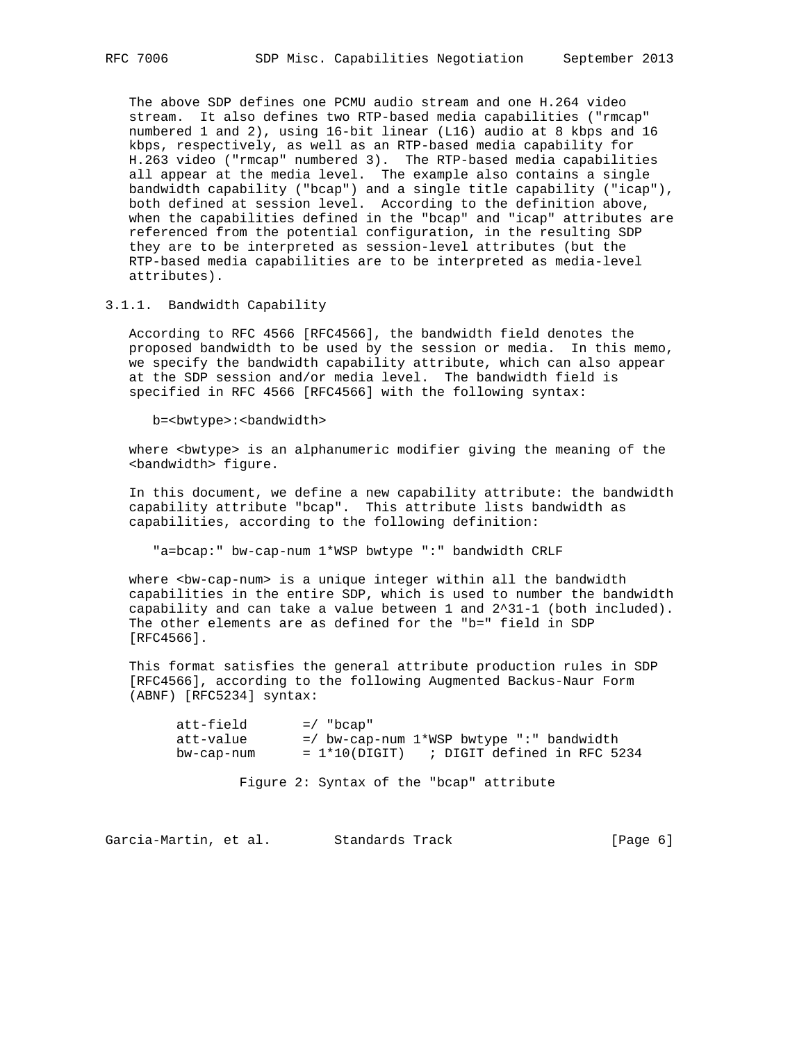The above SDP defines one PCMU audio stream and one H.264 video stream. It also defines two RTP-based media capabilities ("rmcap" numbered 1 and 2), using 16-bit linear (L16) audio at 8 kbps and 16 kbps, respectively, as well as an RTP-based media capability for H.263 video ("rmcap" numbered 3). The RTP-based media capabilities all appear at the media level. The example also contains a single bandwidth capability ("bcap") and a single title capability ("icap"), both defined at session level. According to the definition above, when the capabilities defined in the "bcap" and "icap" attributes are referenced from the potential configuration, in the resulting SDP they are to be interpreted as session-level attributes (but the RTP-based media capabilities are to be interpreted as media-level attributes).

### 3.1.1. Bandwidth Capability

According to RFC 4566 [RFC4566], the bandwidth field denotes the proposed bandwidth to be used by the session or media. In this memo, we specify the bandwidth capability attribute, which can also appear at the SDP session and/or media level. The bandwidth field is specified in RFC 4566 [RFC4566] with the following syntax:

```
b=<bwtype>:<bandwidth>
```

where <bwtype> is an alphanumeric modifier giving the meaning of the <bandwidth> figure.

In this document, we define a new capability attribute: the bandwidth capability attribute "bcap". This attribute lists bandwidth as capabilities, according to the following definition:

```
"a=bcap:" bw-cap-num 1*WSP bwtype ":" bandwidth CRLF
```

where <bw-cap-num> is a unique integer within all the bandwidth capabilities in the entire SDP, which is used to number the bandwidth capability and can take a value between 1 and 2^31-1 (both included). The other elements are as defined for the "b=" field in SDP [RFC4566].

This format satisfies the general attribute production rules in SDP [RFC4566], according to the following Augmented Backus-Naur Form (ABNF) [RFC5234] syntax:

```
att-field       =/ "bcap"
att-value       =/ bw-cap-num 1*WSP bwtype ":" bandwidth
bw-cap-num      = 1*10(DIGIT)   ; DIGIT defined in RFC 5234
```

Figure 2: Syntax of the "bcap" attribute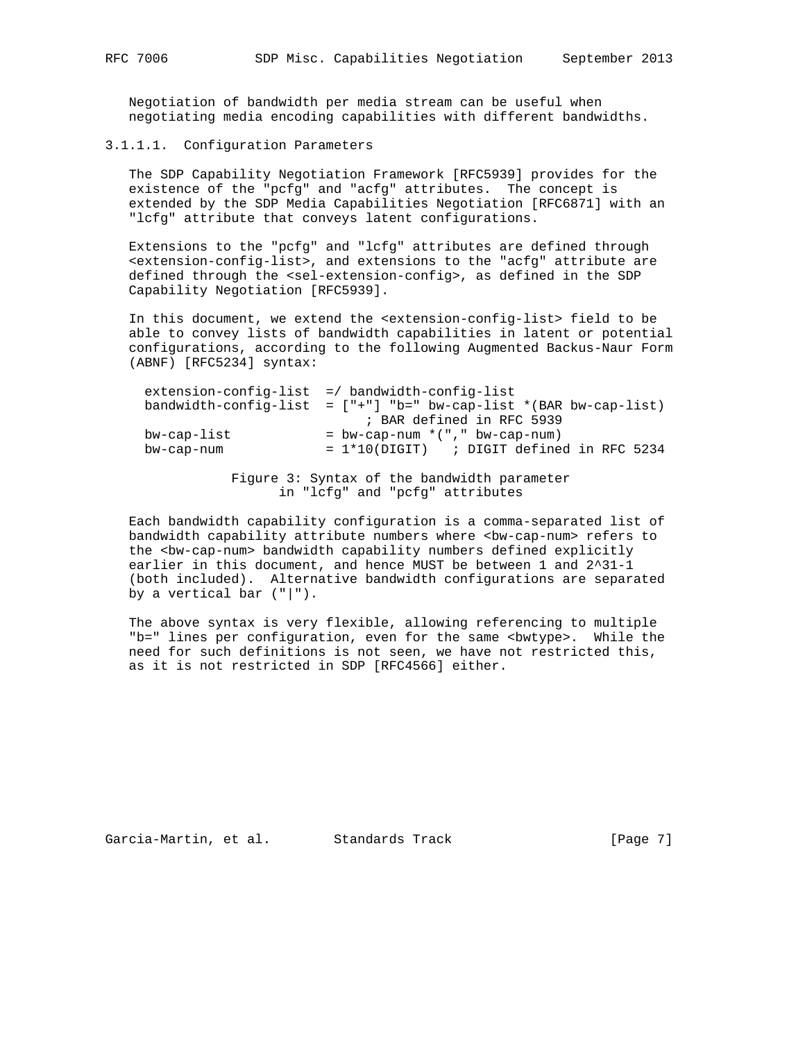Negotiation of bandwidth per media stream can be useful when negotiating media encoding capabilities with different bandwidths.

#### 3.1.1.1. Configuration Parameters

The SDP Capability Negotiation Framework [RFC5939] provides for the existence of the "pcfg" and "acfg" attributes. The concept is extended by the SDP Media Capabilities Negotiation [RFC6871] with an "lcfg" attribute that conveys latent configurations.

Extensions to the "pcfg" and "lcfg" attributes are defined through <extension-config-list>, and extensions to the "acfg" attribute are defined through the <sel-extension-config>, as defined in the SDP Capability Negotiation [RFC5939].

In this document, we extend the <extension-config-list> field to be able to convey lists of bandwidth capabilities in latent or potential configurations, according to the following Augmented Backus-Naur Form (ABNF) [RFC5234] syntax:

```
extension-config-list  =/ bandwidth-config-list
bandwidth-config-list  = ["+"] "b=" bw-cap-list *(BAR bw-cap-list)
                              ; BAR defined in RFC 5939
bw-cap-list            = bw-cap-num *("," bw-cap-num)
bw-cap-num             = 1*10(DIGIT)   ; DIGIT defined in RFC 5234
```

Figure 3: Syntax of the bandwidth parameter in "lcfg" and "pcfg" attributes

Each bandwidth capability configuration is a comma-separated list of bandwidth capability attribute numbers where <bw-cap-num> refers to the <bw-cap-num> bandwidth capability numbers defined explicitly earlier in this document, and hence MUST be between 1 and 2^31-1 (both included). Alternative bandwidth configurations are separated by a vertical bar ("|").

The above syntax is very flexible, allowing referencing to multiple "b=" lines per configuration, even for the same <bwtype>. While the need for such definitions is not seen, we have not restricted this, as it is not restricted in SDP [RFC4566] either.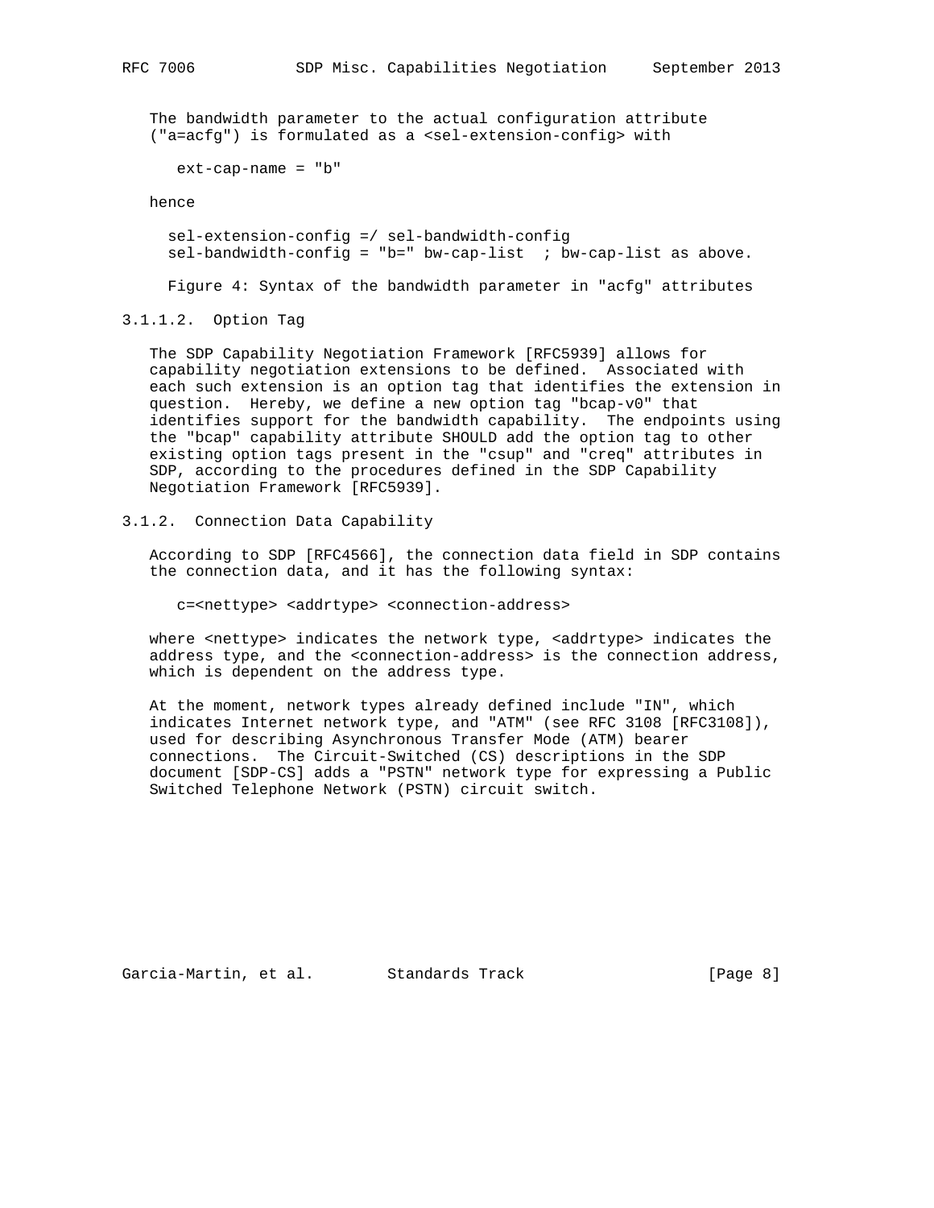The bandwidth parameter to the actual configuration attribute ("a=acfg") is formulated as a <sel-extension-config> with

```
ext-cap-name = "b"
```

hence

```
sel-extension-config =/ sel-bandwidth-config
sel-bandwidth-config = "b=" bw-cap-list  ; bw-cap-list as above.
```

Figure 4: Syntax of the bandwidth parameter in "acfg" attributes

#### 3.1.1.2. Option Tag

The SDP Capability Negotiation Framework [RFC5939] allows for capability negotiation extensions to be defined. Associated with each such extension is an option tag that identifies the extension in question. Hereby, we define a new option tag "bcap-v0" that identifies support for the bandwidth capability. The endpoints using the "bcap" capability attribute SHOULD add the option tag to other existing option tags present in the "csup" and "creq" attributes in SDP, according to the procedures defined in the SDP Capability Negotiation Framework [RFC5939].

### 3.1.2. Connection Data Capability

According to SDP [RFC4566], the connection data field in SDP contains the connection data, and it has the following syntax:

```
c=<nettype> <addrtype> <connection-address>
```

where <nettype> indicates the network type, <addrtype> indicates the address type, and the <connection-address> is the connection address, which is dependent on the address type.

At the moment, network types already defined include "IN", which indicates Internet network type, and "ATM" (see RFC 3108 [RFC3108]), used for describing Asynchronous Transfer Mode (ATM) bearer connections. The Circuit-Switched (CS) descriptions in the SDP document [SDP-CS] adds a "PSTN" network type for expressing a Public Switched Telephone Network (PSTN) circuit switch.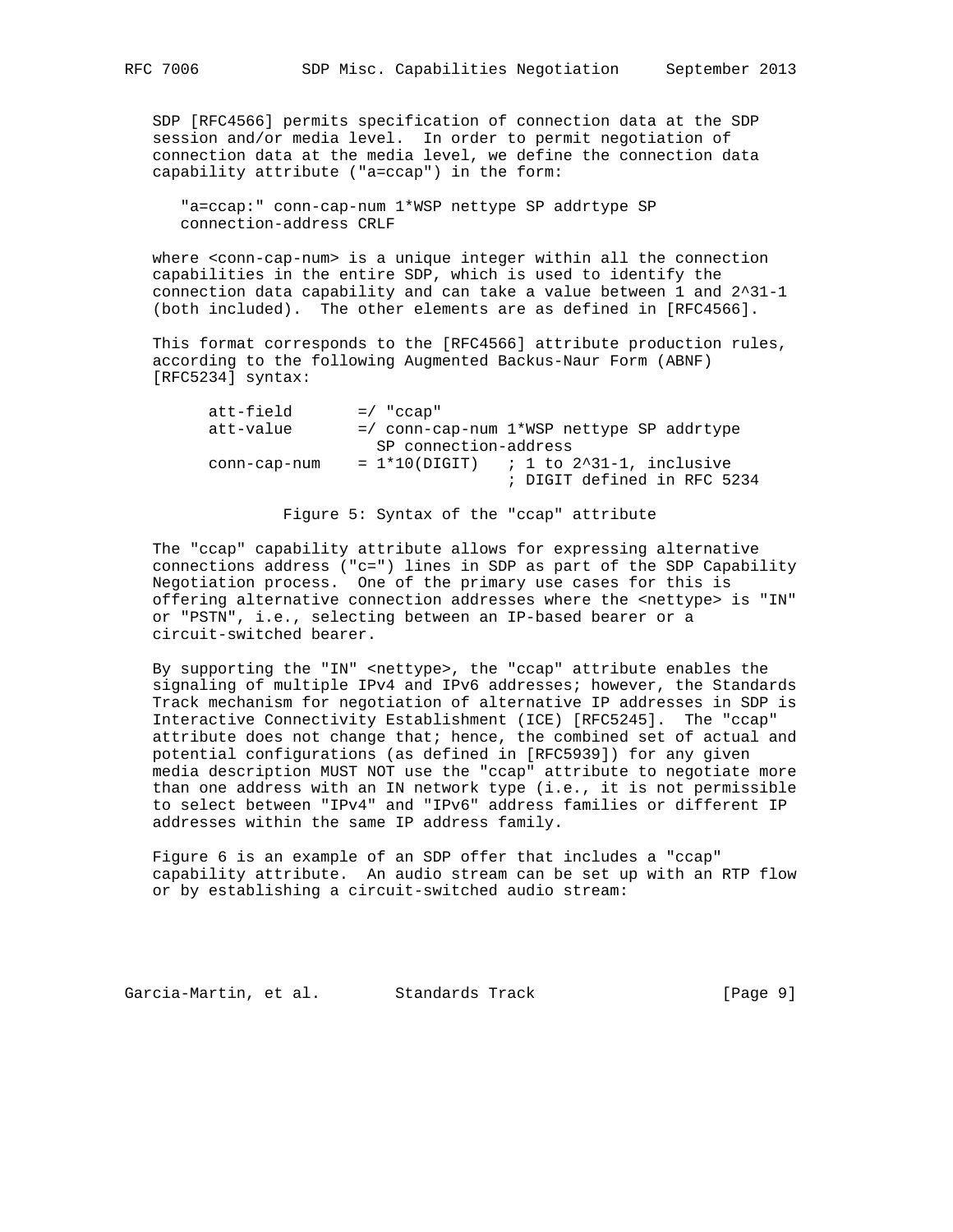SDP [RFC4566] permits specification of connection data at the SDP session and/or media level. In order to permit negotiation of connection data at the media level, we define the connection data capability attribute ("a=ccap") in the form:

```
"a=ccap:" conn-cap-num 1*WSP nettype SP addrtype SP
connection-address CRLF
```

where <conn-cap-num> is a unique integer within all the connection capabilities in the entire SDP, which is used to identify the connection data capability and can take a value between 1 and 2^31-1 (both included). The other elements are as defined in [RFC4566].

This format corresponds to the [RFC4566] attribute production rules, according to the following Augmented Backus-Naur Form (ABNF) [RFC5234] syntax:

```
att-field       =/ "ccap"
att-value       =/ conn-cap-num 1*WSP nettype SP addrtype
                   SP connection-address
conn-cap-num    = 1*10(DIGIT)   ; 1 to 2^31-1, inclusive
                                ; DIGIT defined in RFC 5234
```

Figure 5: Syntax of the "ccap" attribute

The "ccap" capability attribute allows for expressing alternative connections address ("c=") lines in SDP as part of the SDP Capability Negotiation process. One of the primary use cases for this is offering alternative connection addresses where the <nettype> is "IN" or "PSTN", i.e., selecting between an IP-based bearer or a circuit-switched bearer.

By supporting the "IN" <nettype>, the "ccap" attribute enables the signaling of multiple IPv4 and IPv6 addresses; however, the Standards Track mechanism for negotiation of alternative IP addresses in SDP is Interactive Connectivity Establishment (ICE) [RFC5245]. The "ccap" attribute does not change that; hence, the combined set of actual and potential configurations (as defined in [RFC5939]) for any given media description MUST NOT use the "ccap" attribute to negotiate more than one address with an IN network type (i.e., it is not permissible to select between "IPv4" and "IPv6" address families or different IP addresses within the same IP address family.

Figure 6 is an example of an SDP offer that includes a "ccap" capability attribute. An audio stream can be set up with an RTP flow or by establishing a circuit-switched audio stream: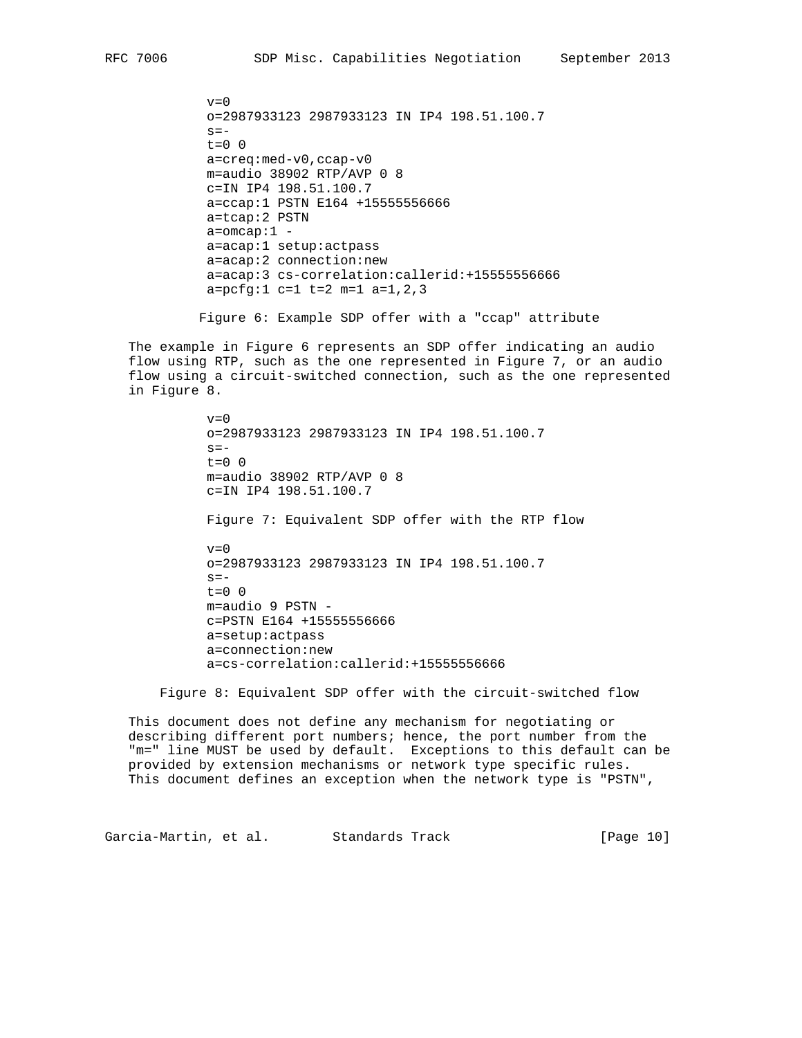```
v=0
o=2987933123 2987933123 IN IP4 198.51.100.7
s=-
t=0 0
a=creq:med-v0,ccap-v0
m=audio 38902 RTP/AVP 0 8
c=IN IP4 198.51.100.7
a=ccap:1 PSTN E164 +15555556666
a=tcap:2 PSTN
a=omcap:1 -
a=acap:1 setup:actpass
a=acap:2 connection:new
a=acap:3 cs-correlation:callerid:+15555556666
a=pcfg:1 c=1 t=2 m=1 a=1,2,3
```

Figure 6: Example SDP offer with a "ccap" attribute

The example in Figure 6 represents an SDP offer indicating an audio flow using RTP, such as the one represented in Figure 7, or an audio flow using a circuit-switched connection, such as the one represented in Figure 8.

```
v=0
o=2987933123 2987933123 IN IP4 198.51.100.7
s=-
t=0 0
m=audio 38902 RTP/AVP 0 8
c=IN IP4 198.51.100.7
```

Figure 7: Equivalent SDP offer with the RTP flow

```
v=0
o=2987933123 2987933123 IN IP4 198.51.100.7
s=-
t=0 0
m=audio 9 PSTN -
c=PSTN E164 +15555556666
a=setup:actpass
a=connection:new
a=cs-correlation:callerid:+15555556666
```

Figure 8: Equivalent SDP offer with the circuit-switched flow

This document does not define any mechanism for negotiating or describing different port numbers; hence, the port number from the "m=" line MUST be used by default. Exceptions to this default can be provided by extension mechanisms or network type specific rules. This document defines an exception when the network type is "PSTN",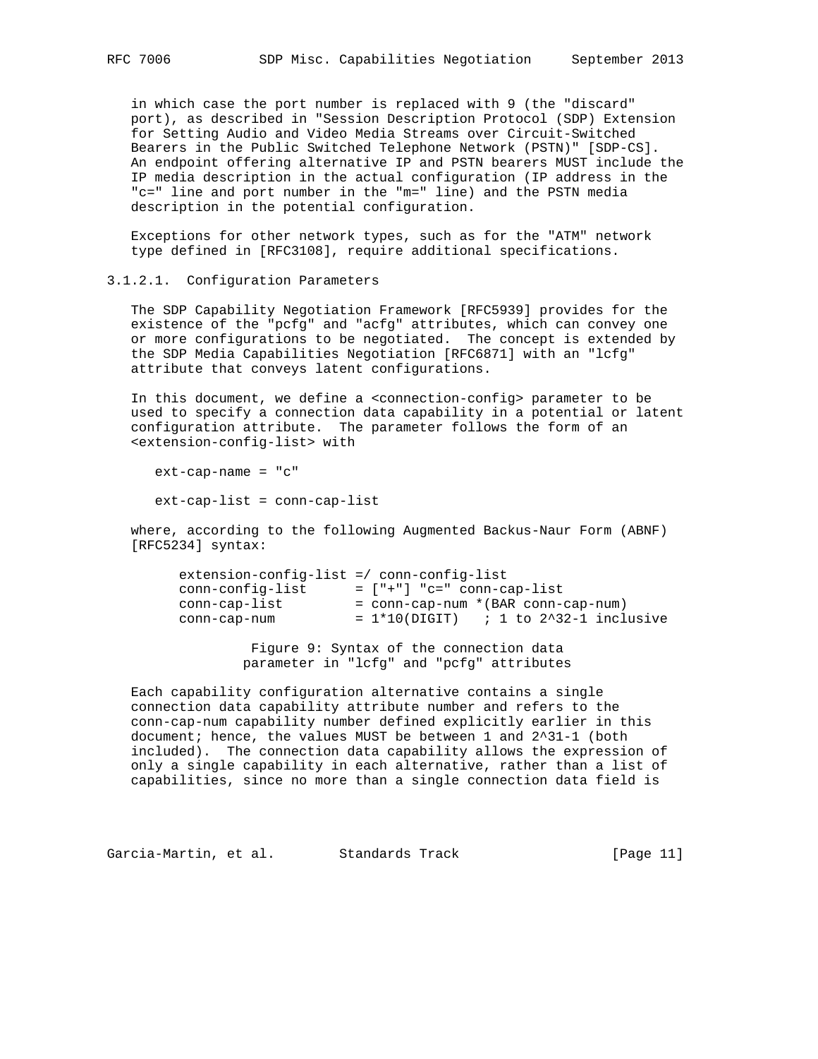in which case the port number is replaced with 9 (the "discard" port), as described in "Session Description Protocol (SDP) Extension for Setting Audio and Video Media Streams over Circuit-Switched Bearers in the Public Switched Telephone Network (PSTN)" [SDP-CS]. An endpoint offering alternative IP and PSTN bearers MUST include the IP media description in the actual configuration (IP address in the "c=" line and port number in the "m=" line) and the PSTN media description in the potential configuration.

Exceptions for other network types, such as for the "ATM" network type defined in [RFC3108], require additional specifications.

#### 3.1.2.1. Configuration Parameters

The SDP Capability Negotiation Framework [RFC5939] provides for the existence of the "pcfg" and "acfg" attributes, which can convey one or more configurations to be negotiated. The concept is extended by the SDP Media Capabilities Negotiation [RFC6871] with an "lcfg" attribute that conveys latent configurations.

In this document, we define a <connection-config> parameter to be used to specify a connection data capability in a potential or latent configuration attribute. The parameter follows the form of an <extension-config-list> with

```
ext-cap-name = "c"

ext-cap-list = conn-cap-list
```

where, according to the following Augmented Backus-Naur Form (ABNF) [RFC5234] syntax:

```
extension-config-list =/ conn-config-list
conn-config-list      = ["+"] "c=" conn-cap-list
conn-cap-list         = conn-cap-num *(BAR conn-cap-num)
conn-cap-num          = 1*10(DIGIT)   ; 1 to 2^32-1 inclusive
```

Figure 9: Syntax of the connection data parameter in "lcfg" and "pcfg" attributes

Each capability configuration alternative contains a single connection data capability attribute number and refers to the conn-cap-num capability number defined explicitly earlier in this document; hence, the values MUST be between 1 and 2^31-1 (both included). The connection data capability allows the expression of only a single capability in each alternative, rather than a list of capabilities, since no more than a single connection data field is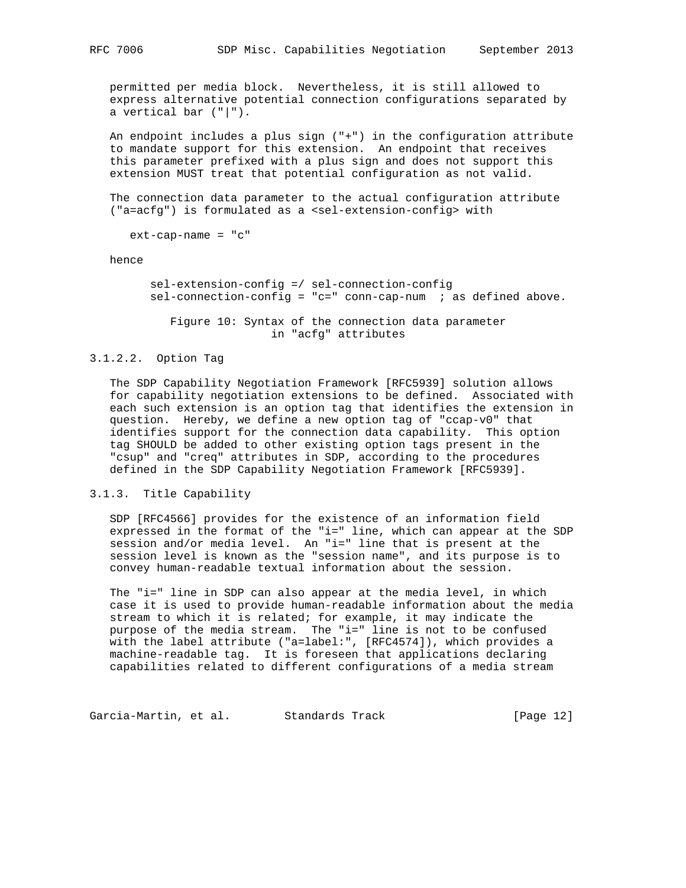permitted per media block. Nevertheless, it is still allowed to express alternative potential connection configurations separated by a vertical bar ("|").

An endpoint includes a plus sign ("+") in the configuration attribute to mandate support for this extension. An endpoint that receives this parameter prefixed with a plus sign and does not support this extension MUST treat that potential configuration as not valid.

The connection data parameter to the actual configuration attribute ("a=acfg") is formulated as a <sel-extension-config> with

```
ext-cap-name = "c"
```

hence

```
sel-extension-config =/ sel-connection-config
sel-connection-config = "c=" conn-cap-num  ; as defined above.
```

Figure 10: Syntax of the connection data parameter in "acfg" attributes

#### 3.1.2.2. Option Tag

The SDP Capability Negotiation Framework [RFC5939] solution allows for capability negotiation extensions to be defined. Associated with each such extension is an option tag that identifies the extension in question. Hereby, we define a new option tag of "ccap-v0" that identifies support for the connection data capability. This option tag SHOULD be added to other existing option tags present in the "csup" and "creq" attributes in SDP, according to the procedures defined in the SDP Capability Negotiation Framework [RFC5939].

### 3.1.3. Title Capability

SDP [RFC4566] provides for the existence of an information field expressed in the format of the "i=" line, which can appear at the SDP session and/or media level. An "i=" line that is present at the session level is known as the "session name", and its purpose is to convey human-readable textual information about the session.

The "i=" line in SDP can also appear at the media level, in which case it is used to provide human-readable information about the media stream to which it is related; for example, it may indicate the purpose of the media stream. The "i=" line is not to be confused with the label attribute ("a=label:", [RFC4574]), which provides a machine-readable tag. It is foreseen that applications declaring capabilities related to different configurations of a media stream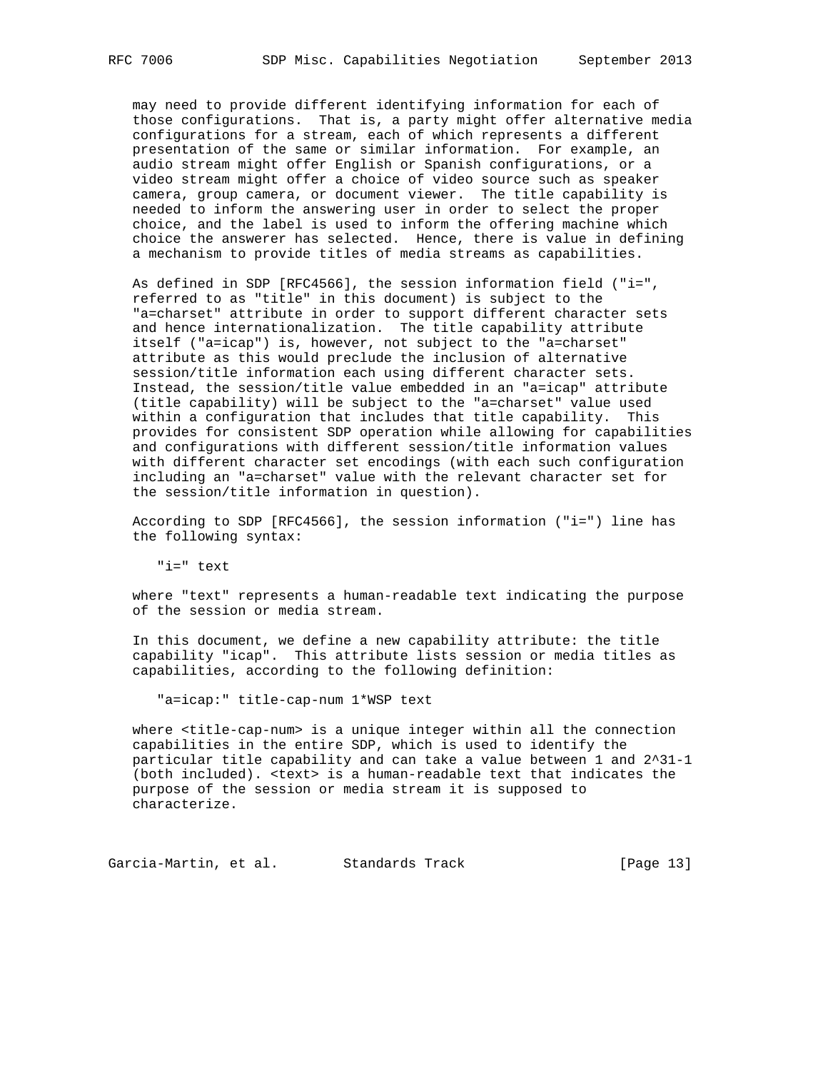may need to provide different identifying information for each of those configurations. That is, a party might offer alternative media configurations for a stream, each of which represents a different presentation of the same or similar information. For example, an audio stream might offer English or Spanish configurations, or a video stream might offer a choice of video source such as speaker camera, group camera, or document viewer. The title capability is needed to inform the answering user in order to select the proper choice, and the label is used to inform the offering machine which choice the answerer has selected. Hence, there is value in defining a mechanism to provide titles of media streams as capabilities.

As defined in SDP [RFC4566], the session information field ("i=", referred to as "title" in this document) is subject to the "a=charset" attribute in order to support different character sets and hence internationalization. The title capability attribute itself ("a=icap") is, however, not subject to the "a=charset" attribute as this would preclude the inclusion of alternative session/title information each using different character sets. Instead, the session/title value embedded in an "a=icap" attribute (title capability) will be subject to the "a=charset" value used within a configuration that includes that title capability. This provides for consistent SDP operation while allowing for capabilities and configurations with different session/title information values with different character set encodings (with each such configuration including an "a=charset" value with the relevant character set for the session/title information in question).

According to SDP [RFC4566], the session information ("i=") line has the following syntax:

```
"i=" text
```

where "text" represents a human-readable text indicating the purpose of the session or media stream.

In this document, we define a new capability attribute: the title capability "icap". This attribute lists session or media titles as capabilities, according to the following definition:

```
"a=icap:" title-cap-num 1*WSP text
```

where <title-cap-num> is a unique integer within all the connection capabilities in the entire SDP, which is used to identify the particular title capability and can take a value between 1 and 2^31-1 (both included). <text> is a human-readable text that indicates the purpose of the session or media stream it is supposed to characterize.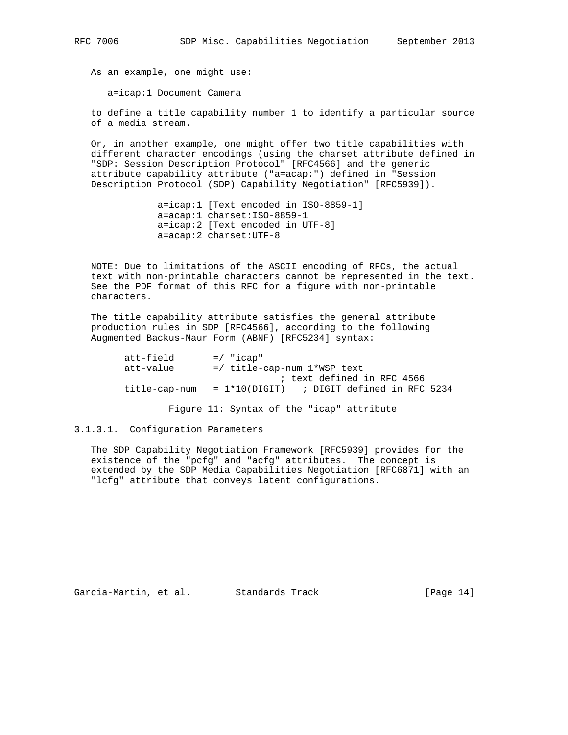As an example, one might use:

```
a=icap:1 Document Camera
```

to define a title capability number 1 to identify a particular source of a media stream.

Or, in another example, one might offer two title capabilities with different character encodings (using the charset attribute defined in "SDP: Session Description Protocol" [RFC4566] and the generic attribute capability attribute ("a=acap:") defined in "Session Description Protocol (SDP) Capability Negotiation" [RFC5939]).

```
a=icap:1 [Text encoded in ISO-8859-1]
a=acap:1 charset:ISO-8859-1
a=icap:2 [Text encoded in UTF-8]
a=acap:2 charset:UTF-8
```

NOTE: Due to limitations of the ASCII encoding of RFCs, the actual text with non-printable characters cannot be represented in the text. See the PDF format of this RFC for a figure with non-printable characters.

The title capability attribute satisfies the general attribute production rules in SDP [RFC4566], according to the following Augmented Backus-Naur Form (ABNF) [RFC5234] syntax:

```
att-field       =/ "icap"
att-value       =/ title-cap-num 1*WSP text
                              ; text defined in RFC 4566
title-cap-num   = 1*10(DIGIT)   ; DIGIT defined in RFC 5234
```

Figure 11: Syntax of the "icap" attribute

#### 3.1.3.1. Configuration Parameters

The SDP Capability Negotiation Framework [RFC5939] provides for the existence of the "pcfg" and "acfg" attributes. The concept is extended by the SDP Media Capabilities Negotiation [RFC6871] with an "lcfg" attribute that conveys latent configurations.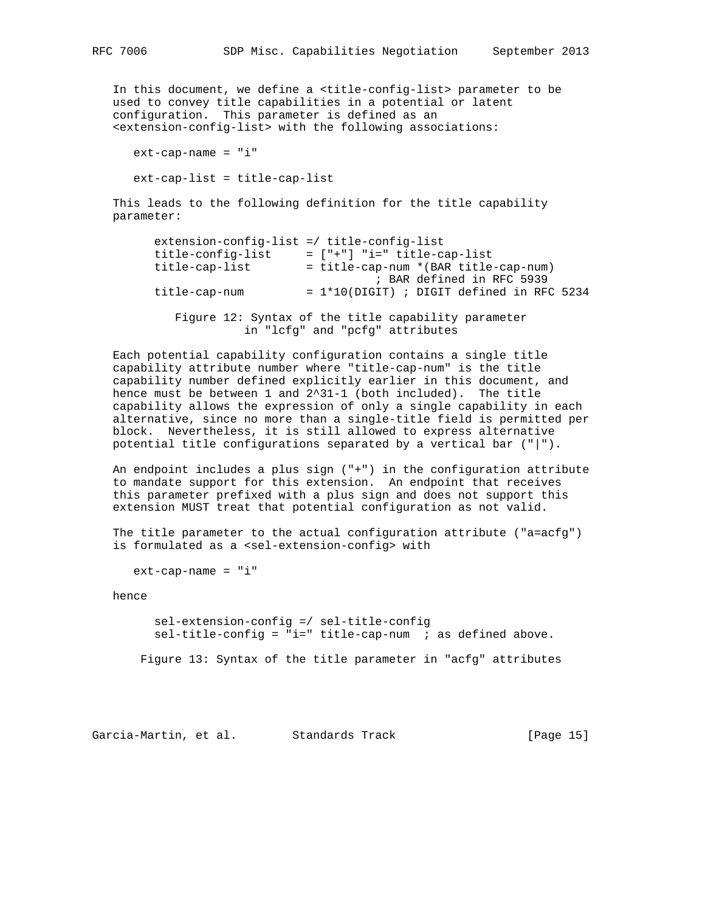In this document, we define a <title-config-list> parameter to be used to convey title capabilities in a potential or latent configuration. This parameter is defined as an <extension-config-list> with the following associations:

```
ext-cap-name = "i"

ext-cap-list = title-cap-list
```

This leads to the following definition for the title capability parameter:

```
extension-config-list =/ title-config-list
title-config-list     = ["+"] "i=" title-cap-list
title-cap-list        = title-cap-num *(BAR title-cap-num)
                              ; BAR defined in RFC 5939
title-cap-num         = 1*10(DIGIT) ; DIGIT defined in RFC 5234
```

Figure 12: Syntax of the title capability parameter in "lcfg" and "pcfg" attributes

Each potential capability configuration contains a single title capability attribute number where "title-cap-num" is the title capability number defined explicitly earlier in this document, and hence must be between 1 and 2^31-1 (both included). The title capability allows the expression of only a single capability in each alternative, since no more than a single-title field is permitted per block. Nevertheless, it is still allowed to express alternative potential title configurations separated by a vertical bar ("|").

An endpoint includes a plus sign ("+") in the configuration attribute to mandate support for this extension. An endpoint that receives this parameter prefixed with a plus sign and does not support this extension MUST treat that potential configuration as not valid.

The title parameter to the actual configuration attribute ("a=acfg") is formulated as a <sel-extension-config> with

```
ext-cap-name = "i"
```

hence

```
sel-extension-config =/ sel-title-config
sel-title-config = "i=" title-cap-num  ; as defined above.
```

Figure 13: Syntax of the title parameter in "acfg" attributes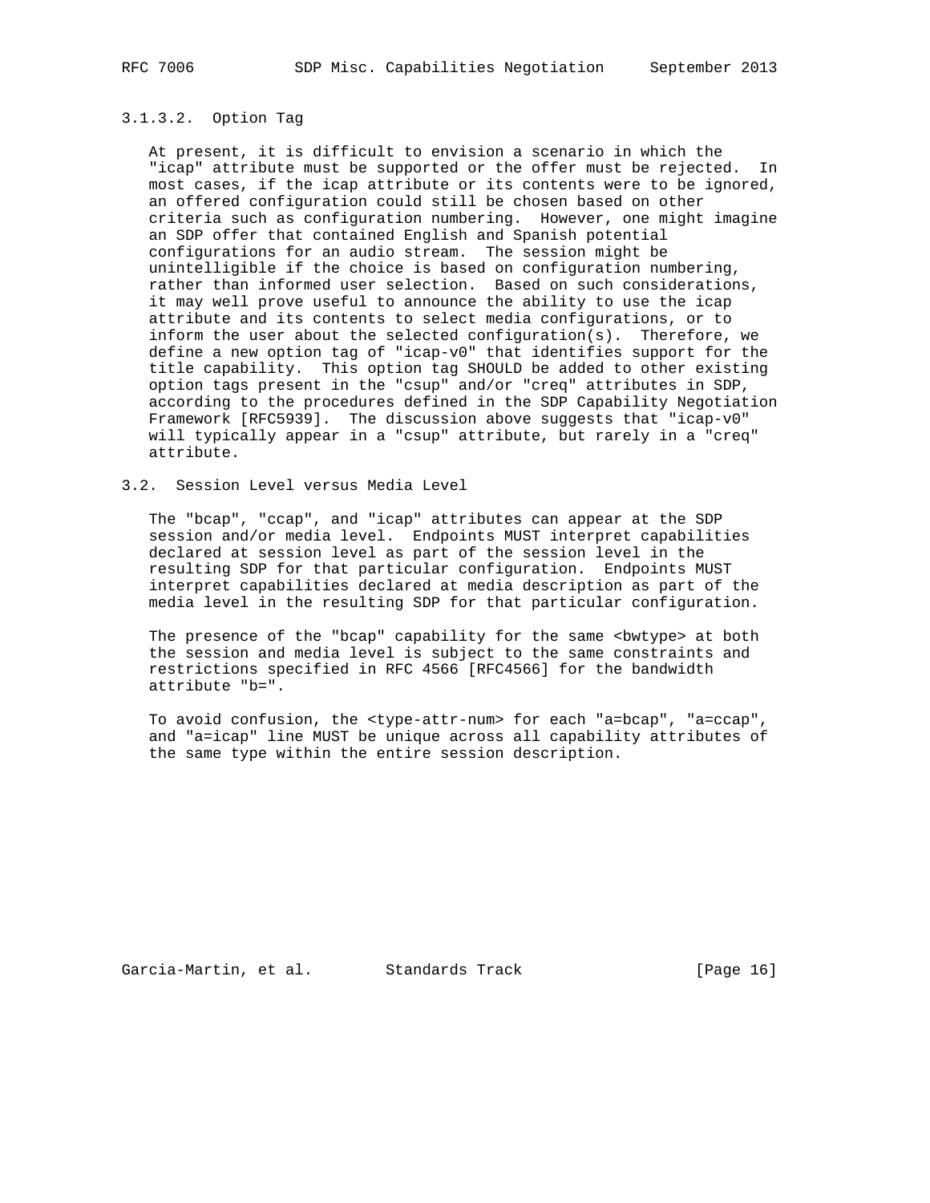#### 3.1.3.2. Option Tag

At present, it is difficult to envision a scenario in which the "icap" attribute must be supported or the offer must be rejected. In most cases, if the icap attribute or its contents were to be ignored, an offered configuration could still be chosen based on other criteria such as configuration numbering. However, one might imagine an SDP offer that contained English and Spanish potential configurations for an audio stream. The session might be unintelligible if the choice is based on configuration numbering, rather than informed user selection. Based on such considerations, it may well prove useful to announce the ability to use the icap attribute and its contents to select media configurations, or to inform the user about the selected configuration(s). Therefore, we define a new option tag of "icap-v0" that identifies support for the title capability. This option tag SHOULD be added to other existing option tags present in the "csup" and/or "creq" attributes in SDP, according to the procedures defined in the SDP Capability Negotiation Framework [RFC5939]. The discussion above suggests that "icap-v0" will typically appear in a "csup" attribute, but rarely in a "creq" attribute.

### 3.2. Session Level versus Media Level

The "bcap", "ccap", and "icap" attributes can appear at the SDP session and/or media level. Endpoints MUST interpret capabilities declared at session level as part of the session level in the resulting SDP for that particular configuration. Endpoints MUST interpret capabilities declared at media description as part of the media level in the resulting SDP for that particular configuration.

The presence of the "bcap" capability for the same <bwtype> at both the session and media level is subject to the same constraints and restrictions specified in RFC 4566 [RFC4566] for the bandwidth attribute "b=".

To avoid confusion, the <type-attr-num> for each "a=bcap", "a=ccap", and "a=icap" line MUST be unique across all capability attributes of the same type within the entire session description.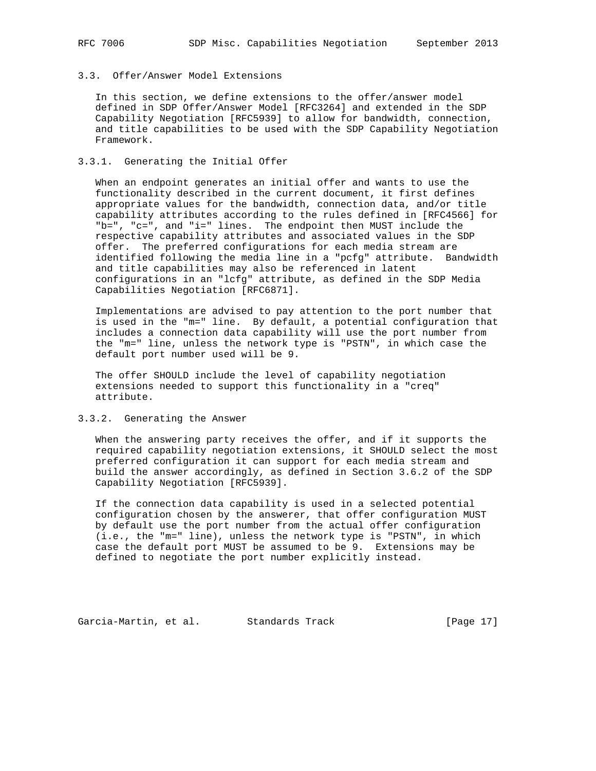### 3.3. Offer/Answer Model Extensions

In this section, we define extensions to the offer/answer model defined in SDP Offer/Answer Model [RFC3264] and extended in the SDP Capability Negotiation [RFC5939] to allow for bandwidth, connection, and title capabilities to be used with the SDP Capability Negotiation Framework.

#### 3.3.1. Generating the Initial Offer

When an endpoint generates an initial offer and wants to use the functionality described in the current document, it first defines appropriate values for the bandwidth, connection data, and/or title capability attributes according to the rules defined in [RFC4566] for "b=", "c=", and "i=" lines. The endpoint then MUST include the respective capability attributes and associated values in the SDP offer. The preferred configurations for each media stream are identified following the media line in a "pcfg" attribute. Bandwidth and title capabilities may also be referenced in latent configurations in an "lcfg" attribute, as defined in the SDP Media Capabilities Negotiation [RFC6871].

Implementations are advised to pay attention to the port number that is used in the "m=" line. By default, a potential configuration that includes a connection data capability will use the port number from the "m=" line, unless the network type is "PSTN", in which case the default port number used will be 9.

The offer SHOULD include the level of capability negotiation extensions needed to support this functionality in a "creq" attribute.

#### 3.3.2. Generating the Answer

When the answering party receives the offer, and if it supports the required capability negotiation extensions, it SHOULD select the most preferred configuration it can support for each media stream and build the answer accordingly, as defined in Section 3.6.2 of the SDP Capability Negotiation [RFC5939].

If the connection data capability is used in a selected potential configuration chosen by the answerer, that offer configuration MUST by default use the port number from the actual offer configuration (i.e., the "m=" line), unless the network type is "PSTN", in which case the default port MUST be assumed to be 9. Extensions may be defined to negotiate the port number explicitly instead.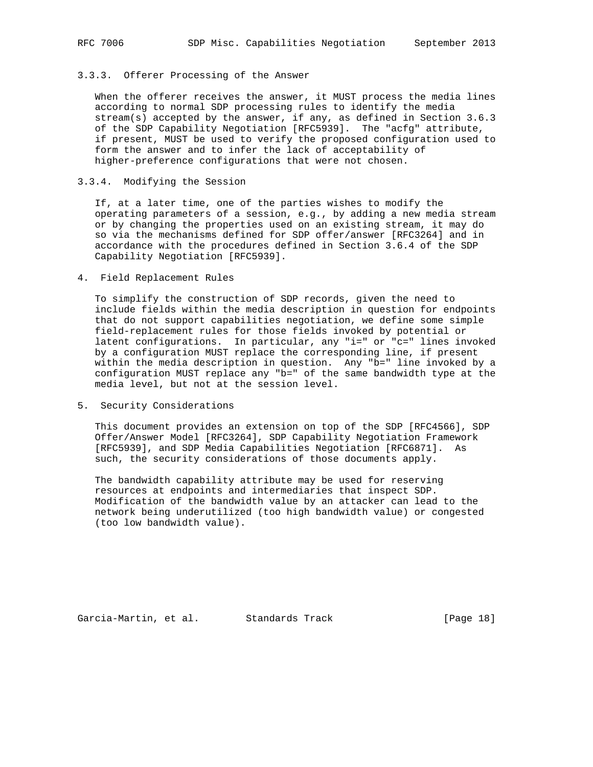### 3.3.3. Offerer Processing of the Answer

When the offerer receives the answer, it MUST process the media lines according to normal SDP processing rules to identify the media stream(s) accepted by the answer, if any, as defined in Section 3.6.3 of the SDP Capability Negotiation [RFC5939]. The "acfg" attribute, if present, MUST be used to verify the proposed configuration used to form the answer and to infer the lack of acceptability of higher-preference configurations that were not chosen.

### 3.3.4. Modifying the Session

If, at a later time, one of the parties wishes to modify the operating parameters of a session, e.g., by adding a new media stream or by changing the properties used on an existing stream, it may do so via the mechanisms defined for SDP offer/answer [RFC3264] and in accordance with the procedures defined in Section 3.6.4 of the SDP Capability Negotiation [RFC5939].

## 4. Field Replacement Rules

To simplify the construction of SDP records, given the need to include fields within the media description in question for endpoints that do not support capabilities negotiation, we define some simple field-replacement rules for those fields invoked by potential or latent configurations. In particular, any "i=" or "c=" lines invoked by a configuration MUST replace the corresponding line, if present within the media description in question. Any "b=" line invoked by a configuration MUST replace any "b=" of the same bandwidth type at the media level, but not at the session level.

## 5. Security Considerations

This document provides an extension on top of the SDP [RFC4566], SDP Offer/Answer Model [RFC3264], SDP Capability Negotiation Framework [RFC5939], and SDP Media Capabilities Negotiation [RFC6871]. As such, the security considerations of those documents apply.

The bandwidth capability attribute may be used for reserving resources at endpoints and intermediaries that inspect SDP. Modification of the bandwidth value by an attacker can lead to the network being underutilized (too high bandwidth value) or congested (too low bandwidth value).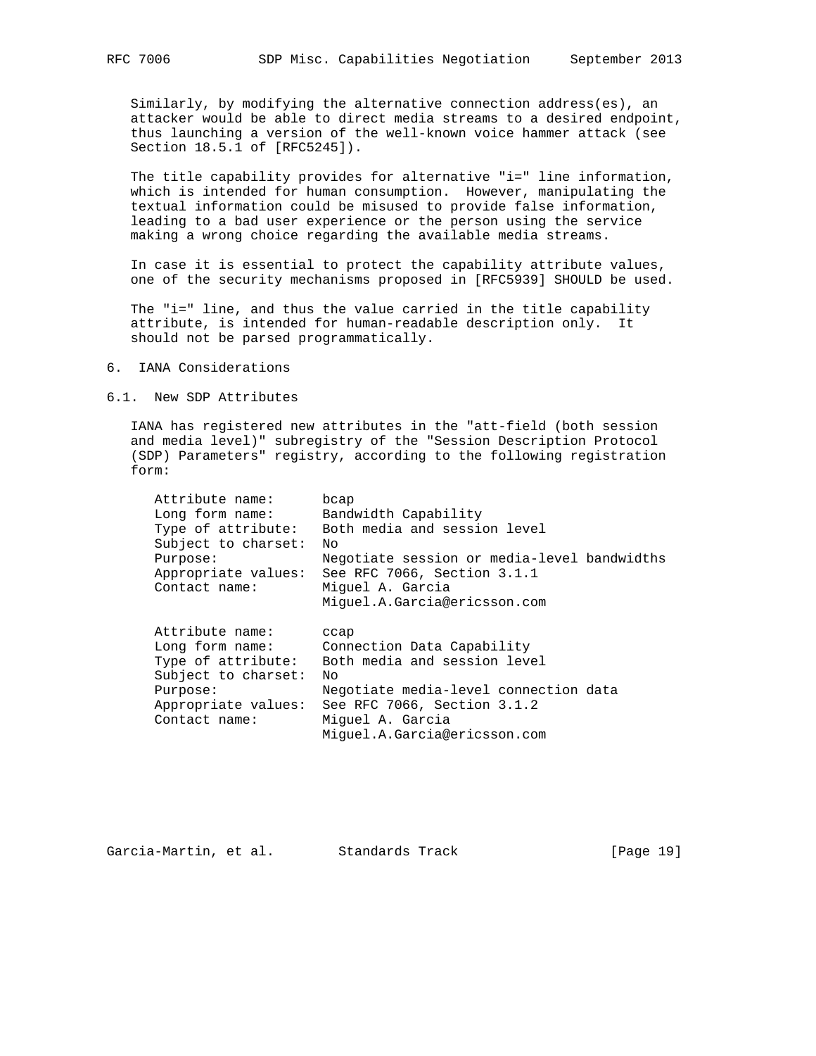Similarly, by modifying the alternative connection address(es), an attacker would be able to direct media streams to a desired endpoint, thus launching a version of the well-known voice hammer attack (see Section 18.5.1 of [RFC5245]).

The title capability provides for alternative "i=" line information, which is intended for human consumption. However, manipulating the textual information could be misused to provide false information, leading to a bad user experience or the person using the service making a wrong choice regarding the available media streams.

In case it is essential to protect the capability attribute values, one of the security mechanisms proposed in [RFC5939] SHOULD be used.

The "i=" line, and thus the value carried in the title capability attribute, is intended for human-readable description only. It should not be parsed programmatically.

## 6. IANA Considerations

### 6.1. New SDP Attributes

IANA has registered new attributes in the "att-field (both session and media level)" subregistry of the "Session Description Protocol (SDP) Parameters" registry, according to the following registration form:

```
Attribute name:      bcap
Long form name:      Bandwidth Capability
Type of attribute:   Both media and session level
Subject to charset:  No
Purpose:             Negotiate session or media-level bandwidths
Appropriate values:  See RFC 7066, Section 3.1.1
Contact name:        Miguel A. Garcia
                     Miguel.A.Garcia@ericsson.com

Attribute name:      ccap
Long form name:      Connection Data Capability
Type of attribute:   Both media and session level
Subject to charset:  No
Purpose:             Negotiate media-level connection data
Appropriate values:  See RFC 7066, Section 3.1.2
Contact name:        Miguel A. Garcia
                     Miguel.A.Garcia@ericsson.com
```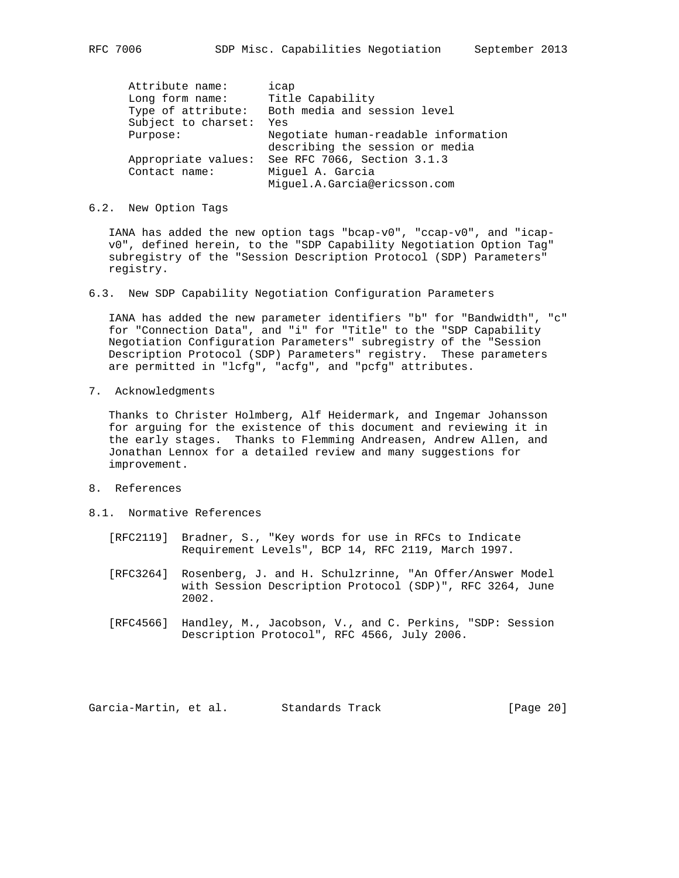```
Attribute name:      icap
Long form name:      Title Capability
Type of attribute:   Both media and session level
Subject to charset:  Yes
Purpose:             Negotiate human-readable information
                     describing the session or media
Appropriate values:  See RFC 7066, Section 3.1.3
Contact name:        Miguel A. Garcia
                     Miguel.A.Garcia@ericsson.com
```

### 6.2. New Option Tags

IANA has added the new option tags "bcap-v0", "ccap-v0", and "icap-v0", defined herein, to the "SDP Capability Negotiation Option Tag" subregistry of the "Session Description Protocol (SDP) Parameters" registry.

### 6.3. New SDP Capability Negotiation Configuration Parameters

IANA has added the new parameter identifiers "b" for "Bandwidth", "c" for "Connection Data", and "i" for "Title" to the "SDP Capability Negotiation Configuration Parameters" subregistry of the "Session Description Protocol (SDP) Parameters" registry. These parameters are permitted in "lcfg", "acfg", and "pcfg" attributes.

## 7. Acknowledgments

Thanks to Christer Holmberg, Alf Heidermark, and Ingemar Johansson for arguing for the existence of this document and reviewing it in the early stages. Thanks to Flemming Andreasen, Andrew Allen, and Jonathan Lennox for a detailed review and many suggestions for improvement.

## 8. References

### 8.1. Normative References

[RFC2119] Bradner, S., "Key words for use in RFCs to Indicate Requirement Levels", BCP 14, RFC 2119, March 1997.

[RFC3264] Rosenberg, J. and H. Schulzrinne, "An Offer/Answer Model with Session Description Protocol (SDP)", RFC 3264, June 2002.

[RFC4566] Handley, M., Jacobson, V., and C. Perkins, "SDP: Session Description Protocol", RFC 4566, July 2006.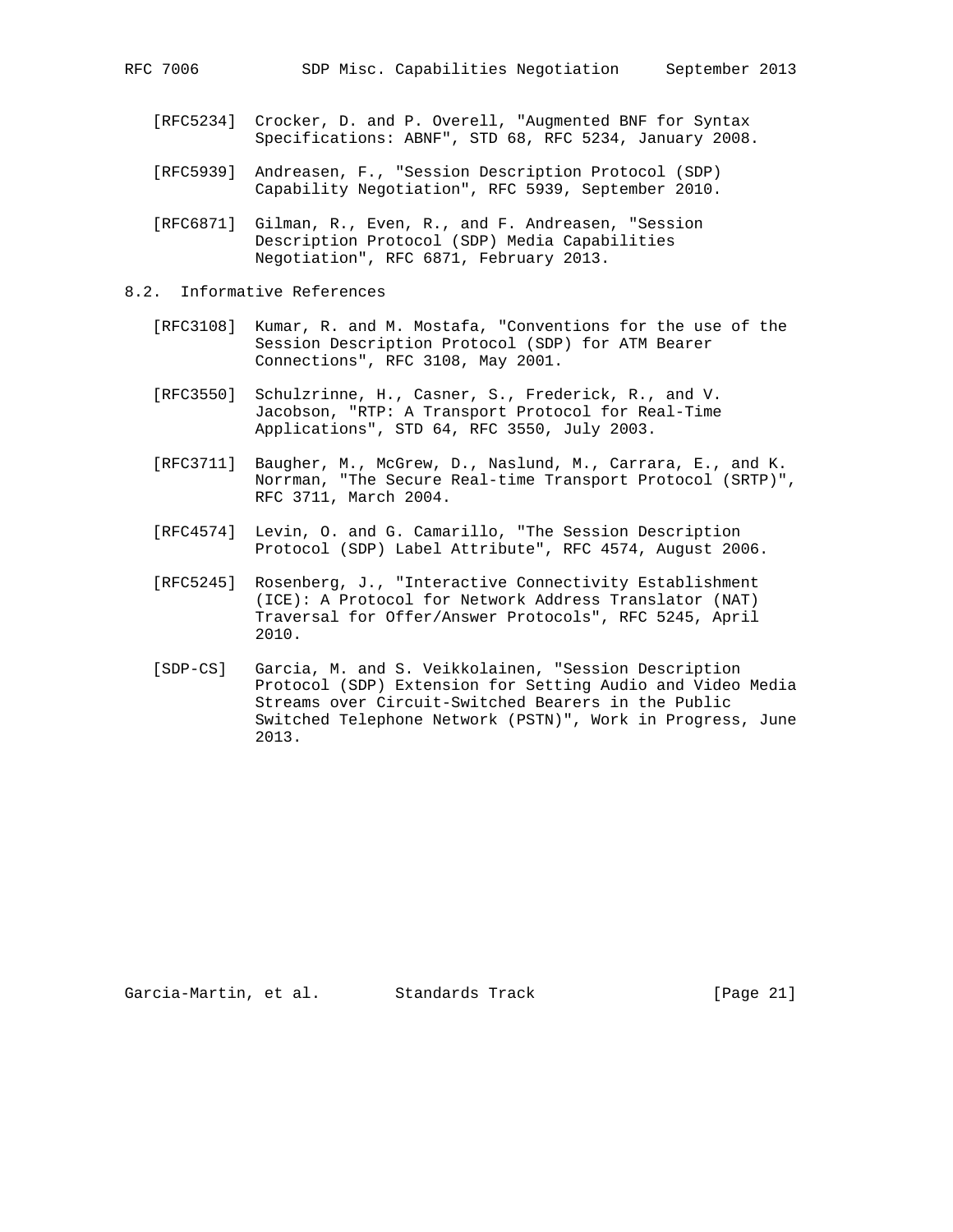[RFC5234] Crocker, D. and P. Overell, "Augmented BNF for Syntax Specifications: ABNF", STD 68, RFC 5234, January 2008.

[RFC5939] Andreasen, F., "Session Description Protocol (SDP) Capability Negotiation", RFC 5939, September 2010.

[RFC6871] Gilman, R., Even, R., and F. Andreasen, "Session Description Protocol (SDP) Media Capabilities Negotiation", RFC 6871, February 2013.

### 8.2. Informative References

[RFC3108] Kumar, R. and M. Mostafa, "Conventions for the use of the Session Description Protocol (SDP) for ATM Bearer Connections", RFC 3108, May 2001.

[RFC3550] Schulzrinne, H., Casner, S., Frederick, R., and V. Jacobson, "RTP: A Transport Protocol for Real-Time Applications", STD 64, RFC 3550, July 2003.

[RFC3711] Baugher, M., McGrew, D., Naslund, M., Carrara, E., and K. Norrman, "The Secure Real-time Transport Protocol (SRTP)", RFC 3711, March 2004.

[RFC4574] Levin, O. and G. Camarillo, "The Session Description Protocol (SDP) Label Attribute", RFC 4574, August 2006.

[RFC5245] Rosenberg, J., "Interactive Connectivity Establishment (ICE): A Protocol for Network Address Translator (NAT) Traversal for Offer/Answer Protocols", RFC 5245, April 2010.

[SDP-CS] Garcia, M. and S. Veikkolainen, "Session Description Protocol (SDP) Extension for Setting Audio and Video Media Streams over Circuit-Switched Bearers in the Public Switched Telephone Network (PSTN)", Work in Progress, June 2013.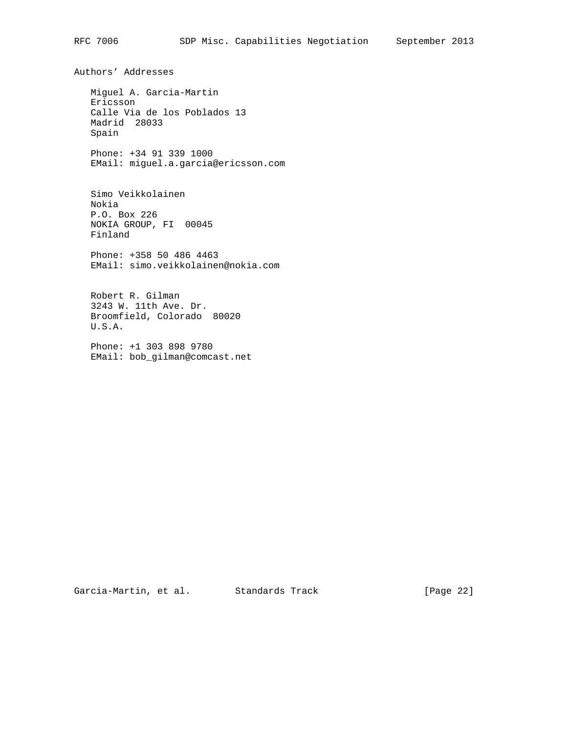## Authors' Addresses

Miguel A. Garcia-Martin
Ericsson
Calle Via de los Poblados 13
Madrid 28033
Spain

Phone: +34 91 339 1000
EMail: miguel.a.garcia@ericsson.com

Simo Veikkolainen
Nokia
P.O. Box 226
NOKIA GROUP, FI 00045
Finland

Phone: +358 50 486 4463
EMail: simo.veikkolainen@nokia.com

Robert R. Gilman
3243 W. 11th Ave. Dr.
Broomfield, Colorado 80020
U.S.A.

Phone: +1 303 898 9780
EMail: bob_gilman@comcast.net